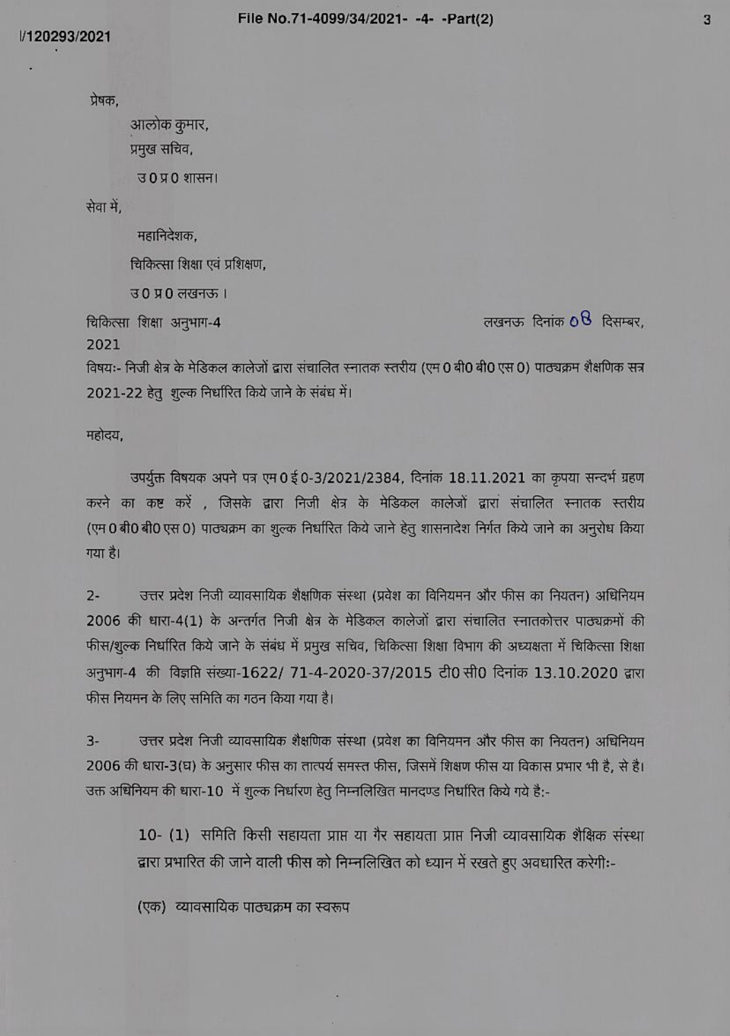प्रेषक,

आलोक कुमार,
प्रमुख सचिव,
उ0प्र0 शासन।

सेवा में,

महानिदेशक,
चिकित्सा शिक्षा एवं प्रशिक्षण,
उ0प्र0 लखनऊ।

चिकित्सा शिक्षा अनुभाग-4 लखनऊ दिनांक 08 दिसम्बर, 2021

विषयः- निजी क्षेत्र के मेडिकल कालेजों द्वारा संचालित स्नातक स्तरीय (एम0बी0बी0एस0) पाठ्यक्रम शैक्षणिक सत्र 2021-22 हेतु शुल्क निर्धारित किये जाने के संबंध में।

महोदय,

उपर्युक्त विषयक अपने पत्र एम0ई0-3/2021/2384, दिनांक 18.11.2021 का कृपया सन्दर्भ ग्रहण करने का कष्ट करें, जिसके द्वारा निजी क्षेत्र के मेडिकल कालेजों द्वारा संचालित स्नातक स्तरीय (एम0बी0बी0एस0) पाठ्यक्रम का शुल्क निर्धारित किये जाने हेतु शासनादेश निर्गत किये जाने का अनुरोध किया गया है।

2- उत्तर प्रदेश निजी व्यावसायिक शैक्षणिक संस्था (प्रवेश का विनियमन और फीस का नियतन) अधिनियम 2006 की धारा-4(1) के अन्तर्गत निजी क्षेत्र के मेडिकल कालेजों द्वारा संचालित स्नातकोत्तर पाठ्यक्रमों की फीस/शुल्क निर्धारित किये जाने के संबंध में प्रमुख सचिव, चिकित्सा शिक्षा विभाग की अध्यक्षता में चिकित्सा शिक्षा अनुभाग-4 की विज्ञप्ति संख्या-1622/ 71-4-2020-37/2015 टी0सी0 दिनांक 13.10.2020 द्वारा फीस नियमन के लिए समिति का गठन किया गया है।

3- उत्तर प्रदेश निजी व्यावसायिक शैक्षणिक संस्था (प्रवेश का विनियमन और फीस का नियतन) अधिनियम 2006 की धारा-3(घ) के अनुसार फीस का तात्पर्य समस्त फीस, जिसमें शिक्षण फीस या विकास प्रभार भी है, से है। उक्त अधिनियम की धारा-10 में शुल्क निर्धारण हेतु निम्नलिखित मानदण्ड निर्धारित किये गये हैः-

10- (1) समिति किसी सहायता प्राप्त या गैर सहायता प्राप्त निजी व्यावसायिक शैक्षिक संस्था द्वारा प्रभारित की जाने वाली फीस को निम्नलिखित को ध्यान में रखते हुए अवधारित करेगीः-

(एक) व्यावसायिक पाठ्यक्रम का स्वरूप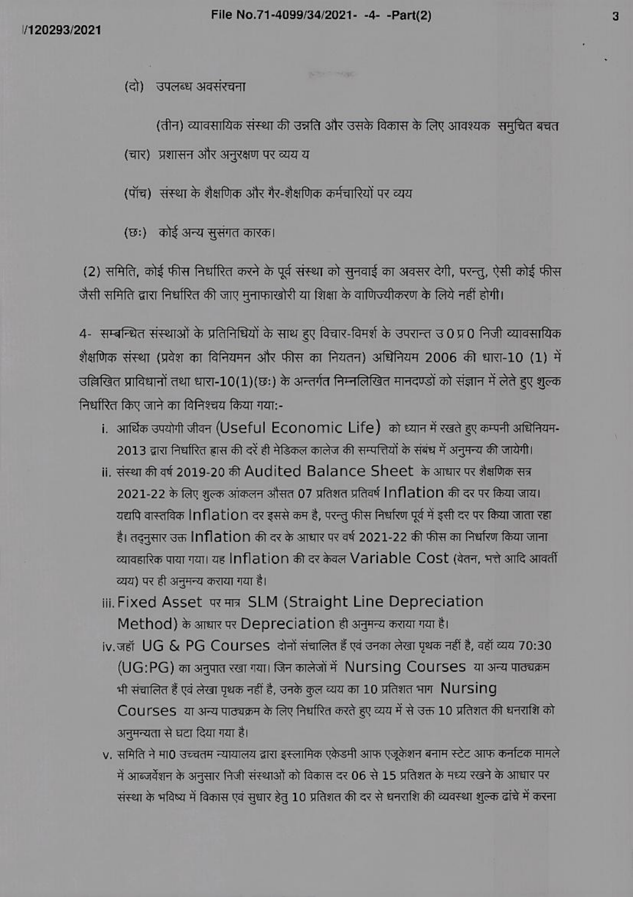(दो) उपलब्ध अवसंरचना

(तीन) व्यावसायिक संस्था की उन्नति और उसके विकास के लिए आवश्यक समुचित बचत

(चार) प्रशासन और अनुरक्षण पर व्यय य

(पॉच) संस्था के शैक्षणिक और गैर-शैक्षणिक कर्मचारियों पर व्यय

(छः) कोई अन्य सुसंगत कारक।

(2) समिति, कोई फीस निर्धारित करने के पूर्व संस्था को सुनवाई का अवसर देगी, परन्तु, ऐसी कोई फीस जैसी समिति द्वारा निर्धारित की जाए मुनाफाखोरी या शिक्षा के वाणिज्यीकरण के लिये नहीं होगी।

4- सम्बन्धित संस्थाओं के प्रतिनिधियों के साथ हुए विचार-विमर्श के उपरान्त उ0प्र0 निजी व्यावसायिक शैक्षणिक संस्था (प्रवेश का विनियमन और फीस का नियतन) अधिनियम 2006 की धारा-10 (1) में उल्लिखित प्राविधानों तथा धारा-10(1)(छः) के अन्तर्गत निम्नलिखित मानदण्डों को संज्ञान में लेते हुए शुल्क निर्धारित किए जाने का विनिश्चय किया गया:-

i. आर्थिक उपयोगी जीवन (Useful Economic Life) को ध्यान में रखते हुए कम्पनी अधिनियम-2013 द्वारा निर्धारित ह्रास की दरें ही मेडिकल कालेज की सम्पत्तियों के संबंध में अनुमन्य की जायेगी।
ii. संस्था की वर्ष 2019-20 की Audited Balance Sheet के आधार पर शैक्षणिक सत्र 2021-22 के लिए शुल्क आंकलन औसत 07 प्रतिशत प्रतिवर्ष Inflation की दर पर किया जाय। यद्यपि वास्तविक Inflation दर इससे कम है, परन्तु फीस निर्धारण पूर्व में इसी दर पर किया जाता रहा है। तद्नुसार उक्त Inflation की दर के आधार पर वर्ष 2021-22 की फीस का निर्धारण किया जाना व्यावहारिक पाया गया। यह Inflation की दर केवल Variable Cost (वेतन, भत्ते आदि आवर्ती व्यय) पर ही अनुमन्य कराया गया है।
iii. Fixed Asset पर मात्र SLM (Straight Line Depreciation Method) के आधार पर Depreciation ही अनुमन्य कराया गया है।
iv. जहॉं UG & PG Courses दोनों संचालित हैं एवं उनका लेखा पृथक नहीं है, वहॉं व्यय 70:30 (UG:PG) का अनुपात रखा गया। जिन कालेजों में Nursing Courses या अन्य पाठ्यक्रम भी संचालित हैं एवं लेखा पृथक नहीं है, उनके कुल व्यय का 10 प्रतिशत भाग Nursing Courses या अन्य पाठ्यक्रम के लिए निर्धारित करते हुए व्यय में से उक्त 10 प्रतिशत की धनराशि को अनुमन्यता से घटा दिया गया है।
v. समिति ने मा0 उच्चतम न्यायालय द्वारा इस्लामिक एकेडमी आफ एजूकेशन बनाम स्टेट आफ कर्नाटक मामले में आब्जर्वेशन के अनुसार निजी संस्थाओं को विकास दर 06 से 15 प्रतिशत के मध्य रखने के आधार पर संस्था के भविष्य में विकास एवं सुधार हेतु 10 प्रतिशत की दर से धनराशि की व्यवस्था शुल्क ढांचे में करना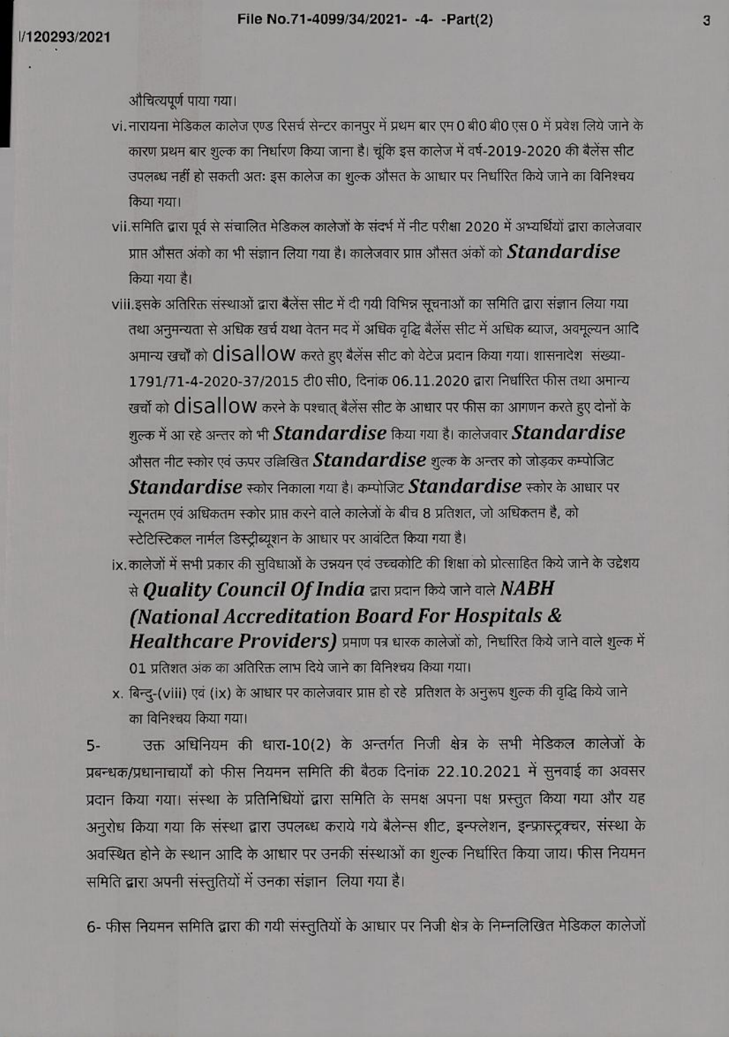औचित्यपूर्ण पाया गया।

vi. नारायना मेडिकल कालेज एण्ड रिसर्च सेन्टर कानपुर में प्रथम बार एम0 बी0 बी0 एस0 में प्रवेश लिये जाने के कारण प्रथम बार शुल्क का निर्धारण किया जाना है। चूंकि इस कालेज में वर्ष-2019-2020 की बैलेंस सीट उपलब्ध नहीं हो सकती अतः इस कालेज का शुल्क औसत के आधार पर निर्धारित किये जाने का विनिश्चय किया गया।

vii. समिति द्वारा पूर्व से संचालित मेडिकल कालेजों के संदर्भ में नीट परीक्षा 2020 में अभ्यर्थियों द्वारा कालेजवार प्राप्त औसत अंको का भी संज्ञान लिया गया है। कालेजवार प्राप्त औसत अंकों को ***Standardise*** किया गया है।

viii. इसके अतिरिक्त संस्थाओं द्वारा बैलेंस सीट में दी गयी विभिन्न सूचनाओं का समिति द्वारा संज्ञान लिया गया तथा अनुमन्यता से अधिक खर्च यथा वेतन मद में अधिक वृद्धि बैलेंस सीट में अधिक ब्याज, अवमूल्यन आदि अमान्य खर्चों को disallow करते हुए बैलेंस सीट को वेटेज प्रदान किया गया। शासनादेश संख्या-1791/71-4-2020-37/2015 टी0 सी0, दिनांक 06.11.2020 द्वारा निर्धारित फीस तथा अमान्य खर्चों को disallow करने के पश्चात् बैलेंस सीट के आधार पर फीस का आगणन करते हुए दोनों के शुल्क में आ रहे अन्तर को भी ***Standardise*** किया गया है। कालेजवार ***Standardise*** औसत नीट स्कोर एवं ऊपर उल्लिखित ***Standardise*** शुल्क के अन्तर को जोड़कर कम्पोजिट ***Standardise*** स्कोर निकाला गया है। कम्पोजिट ***Standardise*** स्कोर के आधार पर न्यूनतम एवं अधिकतम स्कोर प्राप्त करने वाले कालेजों के बीच 8 प्रतिशत, जो अधिकतम है, को स्टेटिस्टिकल नार्मल डिस्ट्रीब्यूशन के आधार पर आवंटित किया गया है।

ix. कालेजों में सभी प्रकार की सुविधाओं के उन्नयन एवं उच्चकोटि की शिक्षा को प्रोत्साहित किये जाने के उद्देश्य से ***Quality Council Of India*** द्वारा प्रदान किये जाने वाले ***NABH (National Accreditation Board For Hospitals & Healthcare Providers)*** प्रमाण पत्र धारक कालेजों को, निर्धारित किये जाने वाले शुल्क में 01 प्रतिशत अंक का अतिरिक्त लाभ दिये जाने का विनिश्चय किया गया।

x. बिन्दु-(viii) एवं (ix) के आधार पर कालेजवार प्राप्त हो रहे प्रतिशत के अनुरूप शुल्क की वृद्धि किये जाने का विनिश्चय किया गया।

5- उक्त अधिनियम की धारा-10(2) के अन्तर्गत निजी क्षेत्र के सभी मेडिकल कालेजों के प्रबन्धक/प्रधानाचार्यों को फीस नियमन समिति की बैठक दिनांक 22.10.2021 में सुनवाई का अवसर प्रदान किया गया। संस्था के प्रतिनिधियों द्वारा समिति के समक्ष अपना पक्ष प्रस्तुत किया गया और यह अनुरोध किया गया कि संस्था द्वारा उपलब्ध कराये गये बैलेन्स शीट, इन्फ्लेशन, इन्फ्रास्ट्रक्चर, संस्था के अवस्थित होने के स्थान आदि के आधार पर उनकी संस्थाओं का शुल्क निर्धारित किया जाय। फीस नियमन समिति द्वारा अपनी संस्तुतियों में उनका संज्ञान लिया गया है।

6- फीस नियमन समिति द्वारा की गयी संस्तुतियों के आधार पर निजी क्षेत्र के निम्नलिखित मेडिकल कालेजों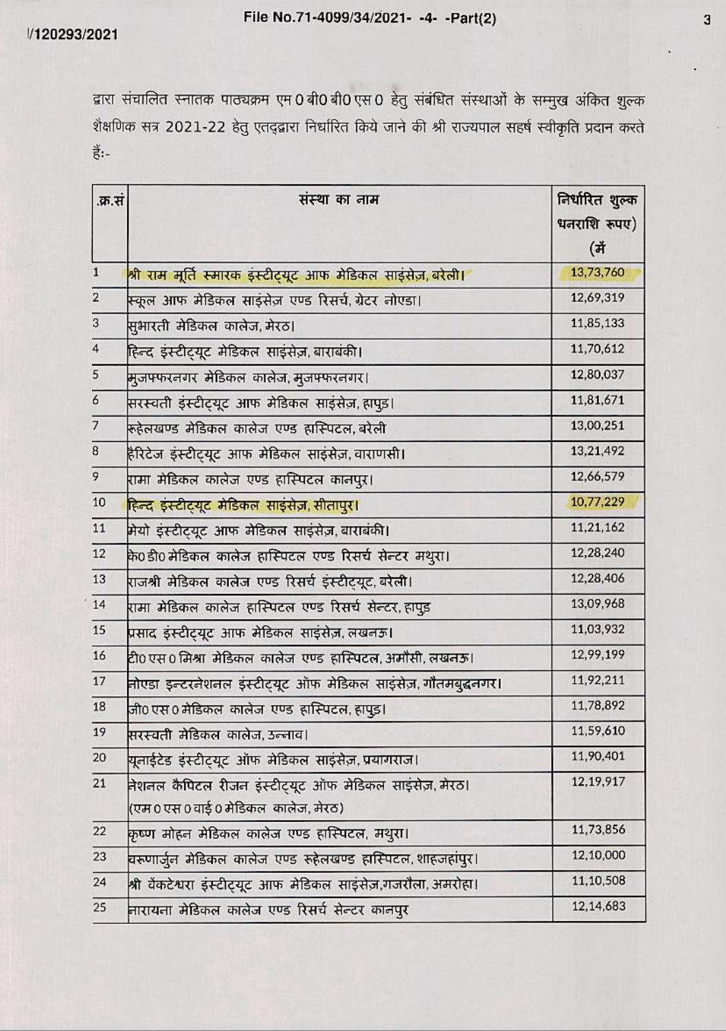द्वारा संचालित स्नातक पाठ्यक्रम एम0बी0बी0एस0 हेतु संबंधित संस्थाओं के सम्मुख अंकित शुल्क शैक्षणिक सत्र 2021-22 हेतु एतद्द्वारा निर्धारित किये जाने की श्री राज्यपाल सहर्ष स्वीकृति प्रदान करते हैं:-

| क्र.सं | संस्था का नाम | निर्धारित शुल्क धनराशि रूपए) (में |
|---|---|---|
| 1 | श्री राम मूर्ति स्मारक इंस्टीट्यूट आफ मेडिकल साइंसेज़, बरेली। | 13,73,760 |
| 2 | स्कूल आफ मेडिकल साइंसेज़ एण्ड रिसर्च, ग्रेटर नोएडा। | 12,69,319 |
| 3 | सुभारती मेडिकल कालेज, मेरठ। | 11,85,133 |
| 4 | हिन्द इंस्टीट्यूट मेडिकल साइंसेज़, बाराबंकी। | 11,70,612 |
| 5 | मुजफ्फरनगर मेडिकल कालेज, मुजफ्फरनगर। | 12,80,037 |
| 6 | सरस्वती इंस्टीट्यूट आफ मेडिकल साइंसेज़, हापुड़। | 11,81,671 |
| 7 | रूहेलखण्ड मेडिकल कालेज एण्ड हास्पिटल, बरेली | 13,00,251 |
| 8 | हैरिटेज इंस्टीट्यूट आफ मेडिकल साइंसेज़, वाराणसी। | 13,21,492 |
| 9 | रामा मेडिकल कालेज एण्ड हास्पिटल कानपुर। | 12,66,579 |
| 10 | हिन्द इंस्टीट्यूट मेडिकल साइंसेज़, सीतापुर। | 10,77,229 |
| 11 | मेयो इंस्टीट्यूट आफ मेडिकल साइंसेज़, बाराबंकी। | 11,21,162 |
| 12 | के0डी0 मेडिकल कालेज हास्पिटल एण्ड रिसर्च सेन्टर मथुरा। | 12,28,240 |
| 13 | राजश्री मेडिकल कालेज एण्ड रिसर्च इंस्टीट्यूट, बरेली। | 12,28,406 |
| 14 | रामा मेडिकल कालेज हास्पिटल एण्ड रिसर्च सेन्टर, हापुड़ | 13,09,968 |
| 15 | प्रसाद इंस्टीट्यूट आफ मेडिकल साइंसेज़, लखनऊ। | 11,03,932 |
| 16 | टी0एस0 मिश्रा मेडिकल कालेज एण्ड हास्पिटल, अमौसी, लखनऊ। | 12,99,199 |
| 17 | नोएडा इन्टरनेशनल इंस्टीट्यूट ऑफ मेडिकल साइंसेज़, गौतमबुद्धनगर। | 11,92,211 |
| 18 | जी0एस0 मेडिकल कालेज एण्ड हास्पिटल, हापुड़। | 11,78,892 |
| 19 | सरस्वती मेडिकल कालेज, उन्नाव। | 11,59,610 |
| 20 | यूनाईटेड इंस्टीट्यूट ऑफ मेडिकल साइंसेज़, प्रयागराज। | 11,90,401 |
| 21 | नेशनल कैपिटल रीजन इंस्टीट्यूट ऑफ मेडिकल साइंसेज़, मेरठ। (एम0एस0वाई0 मेडिकल कालेज, मेरठ) | 12,19,917 |
| 22 | कृष्ण मोहन मेडिकल कालेज एण्ड हास्पिटल, मथुरा। | 11,73,856 |
| 23 | वरूणार्जुन मेडिकल कालेज एण्ड रूहेलखण्ड हास्पिटल, शाहजहांपुर। | 12,10,000 |
| 24 | श्री वेंकटेश्वरा इंस्टीट्यूट आफ मेडिकल साइंसेज़,गजरौला, अमरोहा। | 11,10,508 |
| 25 | नारायना मेडिकल कालेज एण्ड रिसर्च सेन्टर कानपुर | 12,14,683 |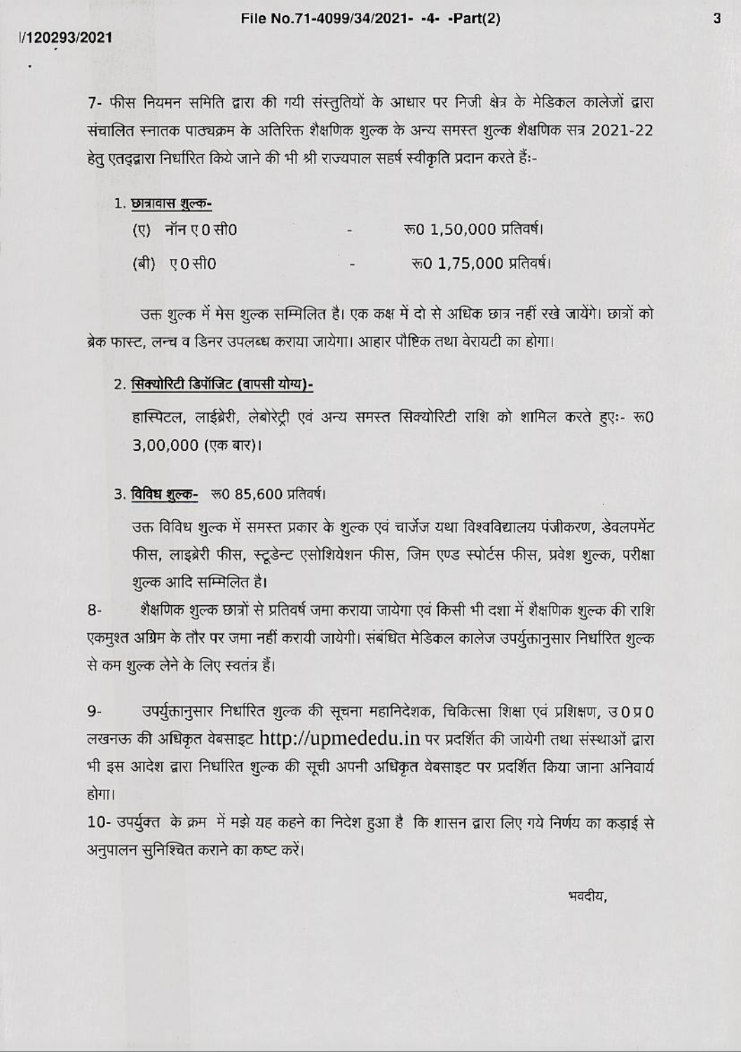7- फीस नियमन समिति द्वारा की गयी संस्तुतियों के आधार पर निजी क्षेत्र के मेडिकल कालेजों द्वारा संचालित स्नातक पाठ्यक्रम के अतिरिक्त शैक्षणिक शुल्क के अन्य समस्त शुल्क शैक्षणिक सत्र 2021-22 हेतु एतद्द्वारा निर्धारित किये जाने की भी श्री राज्यपाल सहर्ष स्वीकृति प्रदान करते हैं:-

1. <u>छात्रावास शुल्क-</u>

   (ए) नॉन ए0सी0 - रू0 1,50,000 प्रतिवर्ष।

   (बी) ए0सी0 - रू0 1,75,000 प्रतिवर्ष।

उक्त शुल्क में मेस शुल्क सम्मिलित है। एक कक्ष में दो से अधिक छात्र नहीं रखे जायेंगे। छात्रों को ब्रेक फास्ट, लन्च व डिनर उपलब्ध कराया जायेगा। आहार पौष्टिक तथा वेरायटी का होगा।

2. <u>सिक्योरिटी डिपॉजिट (वापसी योग्य)-</u>

   हास्पिटल, लाईब्रेरी, लेबोरेट्री एवं अन्य समस्त सिक्योरिटी राशि को शामिल करते हुएः- रू0 3,00,000 (एक बार)।

3. <u>विविध शुल्क-</u> रू0 85,600 प्रतिवर्ष।

   उक्त विविध शुल्क में समस्त प्रकार के शुल्क एवं चार्जेज यथा विश्वविद्यालय पंजीकरण, डेवलपमेंट फीस, लाइब्रेरी फीस, स्टूडेन्ट एसोशियेशन फीस, जिम एण्ड स्पोर्टस फीस, प्रवेश शुल्क, परीक्षा शुल्क आदि सम्मिलित है।

8- शैक्षणिक शुल्क छात्रों से प्रतिवर्ष जमा कराया जायेगा एवं किसी भी दशा में शैक्षणिक शुल्क की राशि एकमुश्त अग्रिम के तौर पर जमा नहीं करायी जायेगी। संबंधित मेडिकल कालेज उपर्युक्तानुसार निर्धारित शुल्क से कम शुल्क लेने के लिए स्वतंत्र हैं।

9- उपर्युक्तानुसार निर्धारित शुल्क की सूचना महानिदेशक, चिकित्सा शिक्षा एवं प्रशिक्षण, उ0प्र0 लखनऊ की अधिकृत वेबसाइट http://upmededu.in पर प्रदर्शित की जायेगी तथा संस्थाओं द्वारा भी इस आदेश द्वारा निर्धारित शुल्क की सूची अपनी अधिकृत वेबसाइट पर प्रदर्शित किया जाना अनिवार्य होगा।

10- उपर्युक्त के क्रम में मुझे यह कहने का निदेश हुआ है कि शासन द्वारा लिए गये निर्णय का कड़ाई से अनुपालन सुनिश्चित कराने का कष्ट करें।

भवदीय,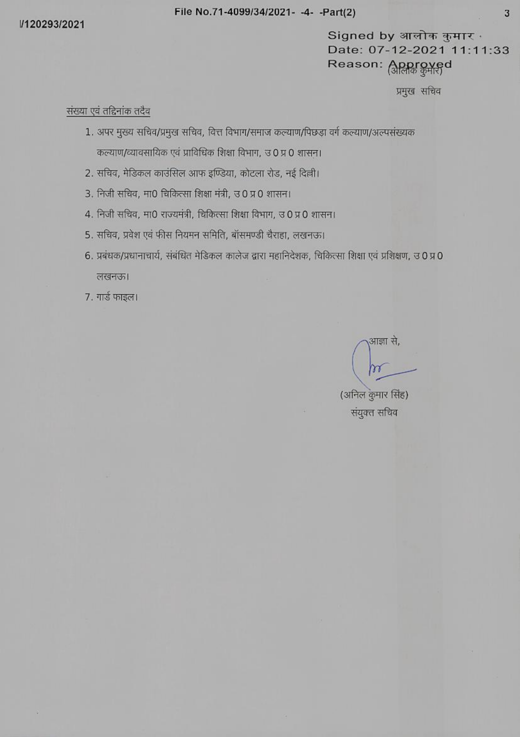Signed by आलोक कुमार
Date: 07-12-2021 11:11:33
Reason: Approved

(आलोक कुमार)

प्रमुख सचिव

संख्या एवं तद्दिनांक तदैव

1. अपर मुख्य सचिव/प्रमुख सचिव, वित्त विभाग/समाज कल्याण/पिछड़ा वर्ग कल्याण/अल्पसंख्यक कल्याण/व्यावसायिक एवं प्राविधिक शिक्षा विभाग, उ0प्र0 शासन।
2. सचिव, मेडिकल काउंसिल आफ इण्डिया, कोटला रोड, नई दिल्ली।
3. निजी सचिव, मा0 चिकित्सा शिक्षा मंत्री, उ0प्र0 शासन।
4. निजी सचिव, मा0 राज्यमंत्री, चिकित्सा शिक्षा विभाग, उ0प्र0 शासन।
5. सचिव, प्रवेश एवं फीस नियमन समिति, बॉसमण्डी चैराहा, लखनऊ।
6. प्रबंधक/प्रधानाचार्य, संबंधित मेडिकल कालेज द्वारा महानिदेशक, चिकित्सा शिक्षा एवं प्रशिक्षण, उ0प्र0 लखनऊ।
7. गार्ड फाइल।

आज्ञा से,

(अनिल कुमार सिंह)

संयुक्त सचिव